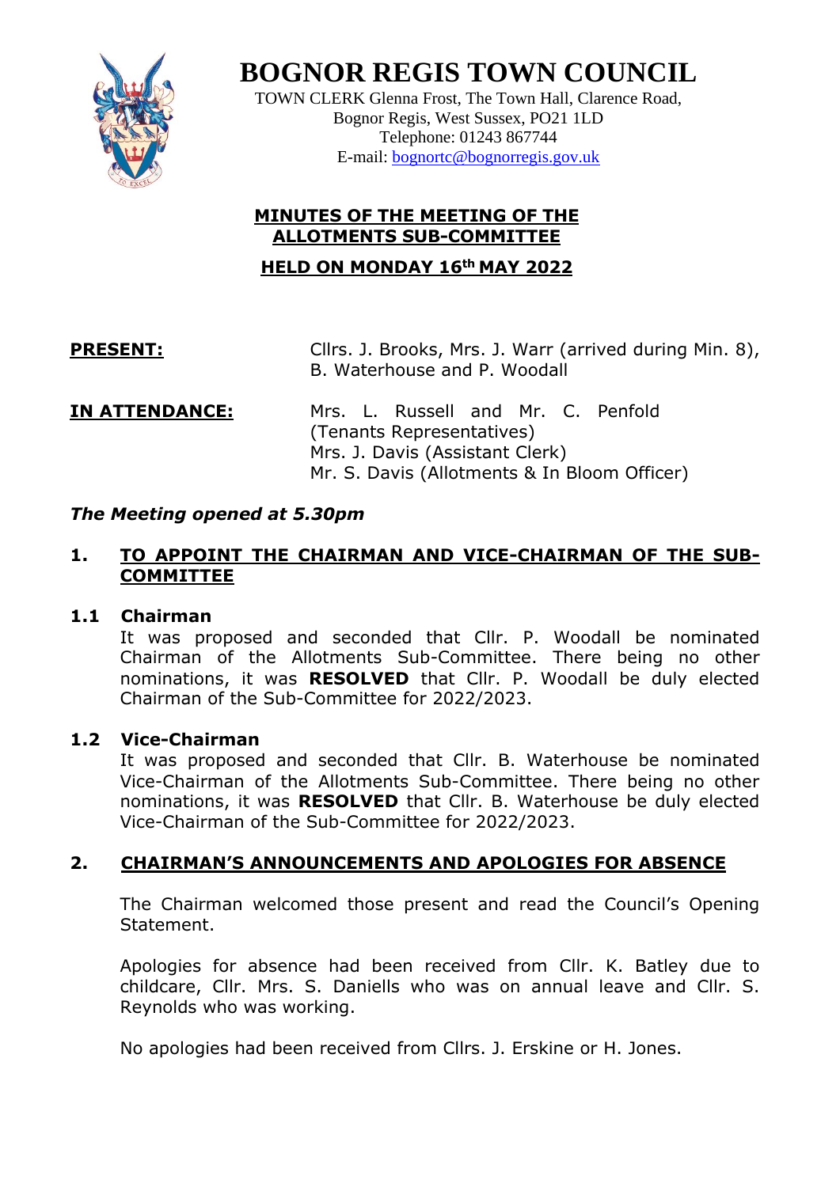# BOGNOR REGIS TOWN COUNCIL

TOWN CLERK Glenna Frost, The Town Hall, Clarence Road,
Bognor Regis, West Sussex, PO21 1LD
Telephone: 01243 867744
E-mail: bognortc@bognorregis.gov.uk

## MINUTES OF THE MEETING OF THE ALLOTMENTS SUB-COMMITTEE

## HELD ON MONDAY 16th MAY 2022

**PRESENT:** Cllrs. J. Brooks, Mrs. J. Warr (arrived during Min. 8), B. Waterhouse and P. Woodall

**IN ATTENDANCE:** Mrs. L. Russell and Mr. C. Penfold (Tenants Representatives)
Mrs. J. Davis (Assistant Clerk)
Mr. S. Davis (Allotments & In Bloom Officer)

***The Meeting opened at 5.30pm***

### 1. TO APPOINT THE CHAIRMAN AND VICE-CHAIRMAN OF THE SUB-COMMITTEE

#### 1.1 Chairman

It was proposed and seconded that Cllr. P. Woodall be nominated Chairman of the Allotments Sub-Committee. There being no other nominations, it was **RESOLVED** that Cllr. P. Woodall be duly elected Chairman of the Sub-Committee for 2022/2023.

#### 1.2 Vice-Chairman

It was proposed and seconded that Cllr. B. Waterhouse be nominated Vice-Chairman of the Allotments Sub-Committee. There being no other nominations, it was **RESOLVED** that Cllr. B. Waterhouse be duly elected Vice-Chairman of the Sub-Committee for 2022/2023.

### 2. CHAIRMAN'S ANNOUNCEMENTS AND APOLOGIES FOR ABSENCE

The Chairman welcomed those present and read the Council's Opening Statement.

Apologies for absence had been received from Cllr. K. Batley due to childcare, Cllr. Mrs. S. Daniells who was on annual leave and Cllr. S. Reynolds who was working.

No apologies had been received from Cllrs. J. Erskine or H. Jones.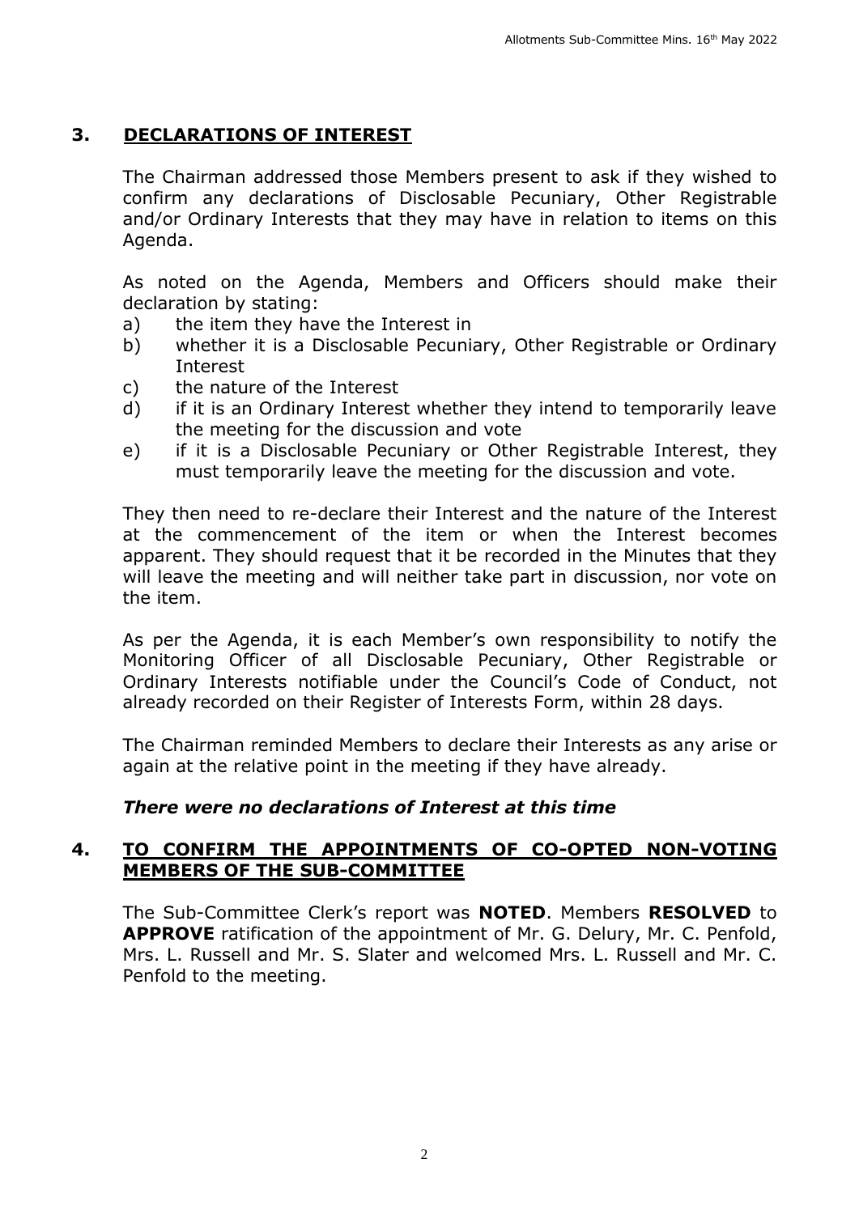## 3. DECLARATIONS OF INTEREST

The Chairman addressed those Members present to ask if they wished to confirm any declarations of Disclosable Pecuniary, Other Registrable and/or Ordinary Interests that they may have in relation to items on this Agenda.

As noted on the Agenda, Members and Officers should make their declaration by stating:

a) the item they have the Interest in
b) whether it is a Disclosable Pecuniary, Other Registrable or Ordinary Interest
c) the nature of the Interest
d) if it is an Ordinary Interest whether they intend to temporarily leave the meeting for the discussion and vote
e) if it is a Disclosable Pecuniary or Other Registrable Interest, they must temporarily leave the meeting for the discussion and vote.

They then need to re-declare their Interest and the nature of the Interest at the commencement of the item or when the Interest becomes apparent. They should request that it be recorded in the Minutes that they will leave the meeting and will neither take part in discussion, nor vote on the item.

As per the Agenda, it is each Member's own responsibility to notify the Monitoring Officer of all Disclosable Pecuniary, Other Registrable or Ordinary Interests notifiable under the Council's Code of Conduct, not already recorded on their Register of Interests Form, within 28 days.

The Chairman reminded Members to declare their Interests as any arise or again at the relative point in the meeting if they have already.

***There were no declarations of Interest at this time***

## 4. TO CONFIRM THE APPOINTMENTS OF CO-OPTED NON-VOTING MEMBERS OF THE SUB-COMMITTEE

The Sub-Committee Clerk's report was **NOTED**. Members **RESOLVED** to **APPROVE** ratification of the appointment of Mr. G. Delury, Mr. C. Penfold, Mrs. L. Russell and Mr. S. Slater and welcomed Mrs. L. Russell and Mr. C. Penfold to the meeting.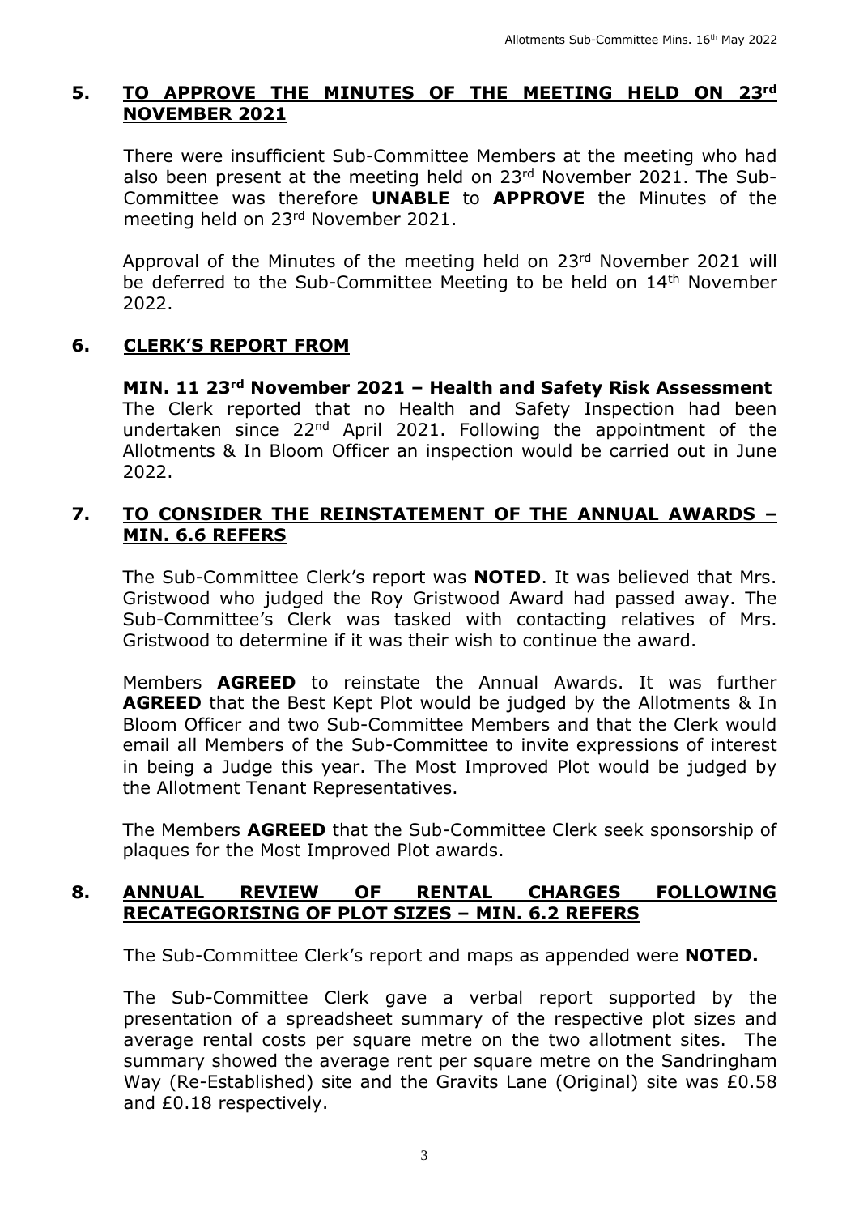## 5. TO APPROVE THE MINUTES OF THE MEETING HELD ON 23rd NOVEMBER 2021

There were insufficient Sub-Committee Members at the meeting who had also been present at the meeting held on 23rd November 2021. The Sub-Committee was therefore **UNABLE** to **APPROVE** the Minutes of the meeting held on 23rd November 2021.

Approval of the Minutes of the meeting held on 23rd November 2021 will be deferred to the Sub-Committee Meeting to be held on 14th November 2022.

## 6. CLERK'S REPORT FROM

**MIN. 11 23rd November 2021 – Health and Safety Risk Assessment**
The Clerk reported that no Health and Safety Inspection had been undertaken since 22nd April 2021. Following the appointment of the Allotments & In Bloom Officer an inspection would be carried out in June 2022.

## 7. TO CONSIDER THE REINSTATEMENT OF THE ANNUAL AWARDS – MIN. 6.6 REFERS

The Sub-Committee Clerk's report was **NOTED**. It was believed that Mrs. Gristwood who judged the Roy Gristwood Award had passed away. The Sub-Committee's Clerk was tasked with contacting relatives of Mrs. Gristwood to determine if it was their wish to continue the award.

Members **AGREED** to reinstate the Annual Awards. It was further **AGREED** that the Best Kept Plot would be judged by the Allotments & In Bloom Officer and two Sub-Committee Members and that the Clerk would email all Members of the Sub-Committee to invite expressions of interest in being a Judge this year. The Most Improved Plot would be judged by the Allotment Tenant Representatives.

The Members **AGREED** that the Sub-Committee Clerk seek sponsorship of plaques for the Most Improved Plot awards.

## 8. ANNUAL REVIEW OF RENTAL CHARGES FOLLOWING RECATEGORISING OF PLOT SIZES – MIN. 6.2 REFERS

The Sub-Committee Clerk's report and maps as appended were **NOTED.**

The Sub-Committee Clerk gave a verbal report supported by the presentation of a spreadsheet summary of the respective plot sizes and average rental costs per square metre on the two allotment sites. The summary showed the average rent per square metre on the Sandringham Way (Re-Established) site and the Gravits Lane (Original) site was £0.58 and £0.18 respectively.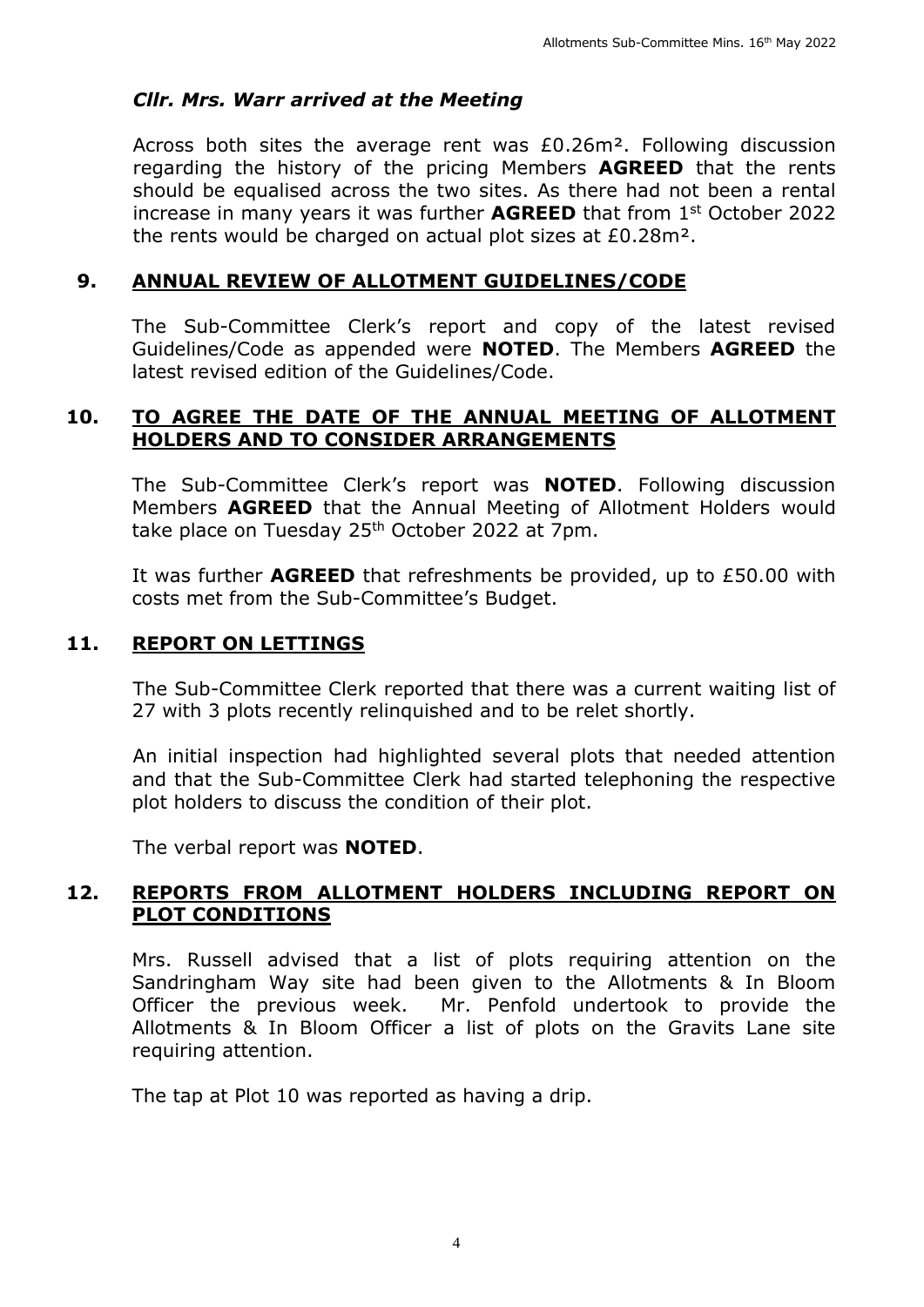***Cllr. Mrs. Warr arrived at the Meeting***

Across both sites the average rent was £0.26m². Following discussion regarding the history of the pricing Members **AGREED** that the rents should be equalised across the two sites. As there had not been a rental increase in many years it was further **AGREED** that from 1st October 2022 the rents would be charged on actual plot sizes at £0.28m².

## 9. ANNUAL REVIEW OF ALLOTMENT GUIDELINES/CODE

The Sub-Committee Clerk's report and copy of the latest revised Guidelines/Code as appended were **NOTED**. The Members **AGREED** the latest revised edition of the Guidelines/Code.

## 10. TO AGREE THE DATE OF THE ANNUAL MEETING OF ALLOTMENT HOLDERS AND TO CONSIDER ARRANGEMENTS

The Sub-Committee Clerk's report was **NOTED**. Following discussion Members **AGREED** that the Annual Meeting of Allotment Holders would take place on Tuesday 25th October 2022 at 7pm.

It was further **AGREED** that refreshments be provided, up to £50.00 with costs met from the Sub-Committee's Budget.

## 11. REPORT ON LETTINGS

The Sub-Committee Clerk reported that there was a current waiting list of 27 with 3 plots recently relinquished and to be relet shortly.

An initial inspection had highlighted several plots that needed attention and that the Sub-Committee Clerk had started telephoning the respective plot holders to discuss the condition of their plot.

The verbal report was **NOTED**.

## 12. REPORTS FROM ALLOTMENT HOLDERS INCLUDING REPORT ON PLOT CONDITIONS

Mrs. Russell advised that a list of plots requiring attention on the Sandringham Way site had been given to the Allotments & In Bloom Officer the previous week. Mr. Penfold undertook to provide the Allotments & In Bloom Officer a list of plots on the Gravits Lane site requiring attention.

The tap at Plot 10 was reported as having a drip.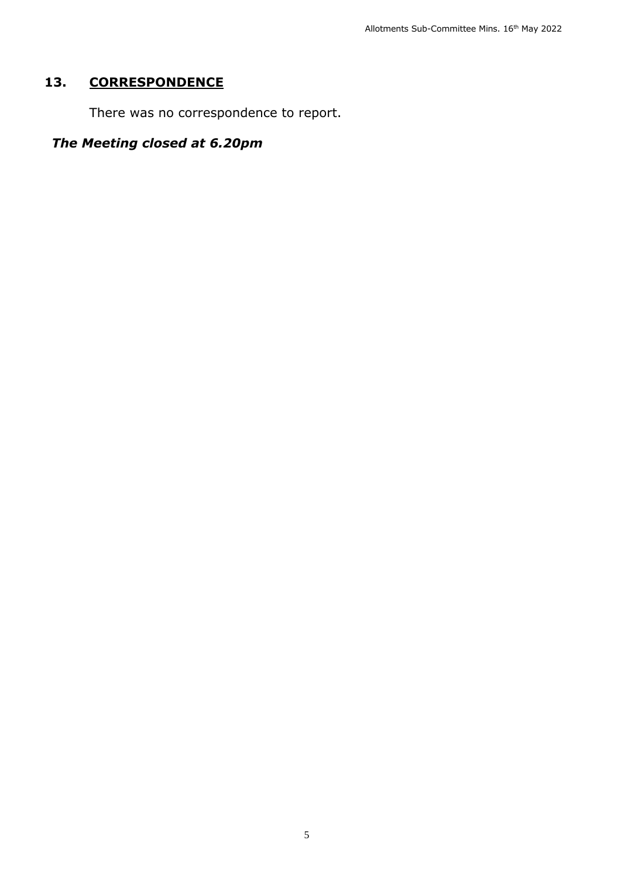## 13. CORRESPONDENCE

There was no correspondence to report.

***The Meeting closed at 6.20pm***